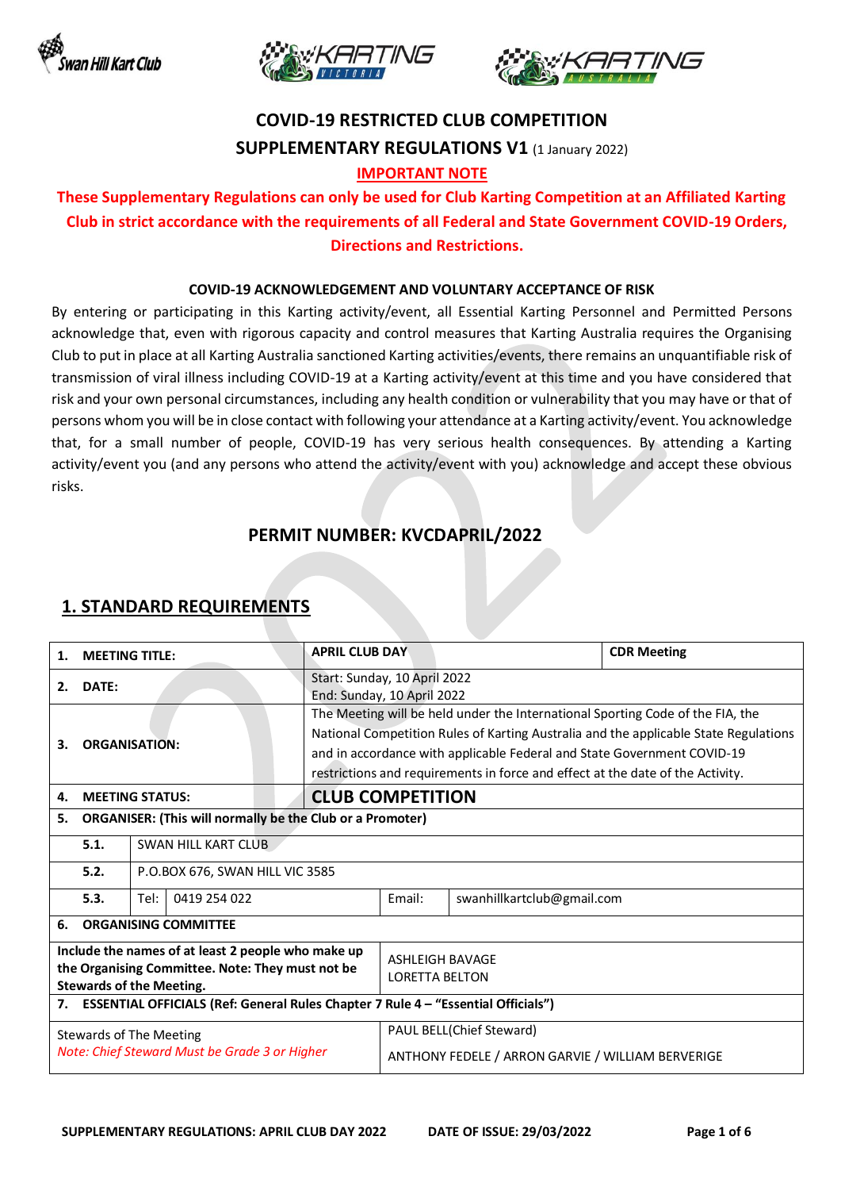# COVID-19 RESTRICTED CLUB COMPETITION

## SUPPLEMENTARY REGULATIONS V1 (1 January 2022)

**IMPORTANT NOTE**

**These Supplementary Regulations can only be used for Club Karting Competition at an Affiliated Karting Club in strict accordance with the requirements of all Federal and State Government COVID-19 Orders, Directions and Restrictions.**

**COVID-19 ACKNOWLEDGEMENT AND VOLUNTARY ACCEPTANCE OF RISK**

By entering or participating in this Karting activity/event, all Essential Karting Personnel and Permitted Persons acknowledge that, even with rigorous capacity and control measures that Karting Australia requires the Organising Club to put in place at all Karting Australia sanctioned Karting activities/events, there remains an unquantifiable risk of transmission of viral illness including COVID-19 at a Karting activity/event at this time and you have considered that risk and your own personal circumstances, including any health condition or vulnerability that you may have or that of persons whom you will be in close contact with following your attendance at a Karting activity/event. You acknowledge that, for a small number of people, COVID-19 has very serious health consequences. By attending a Karting activity/event you (and any persons who attend the activity/event with you) acknowledge and accept these obvious risks.

## PERMIT NUMBER: KVCDAPRIL/2022

## 1. STANDARD REQUIREMENTS

| | | | | |
|---|---|---|---|---|
| **1. MEETING TITLE:** | | **APRIL CLUB DAY** | | **CDR Meeting** |
| **2. DATE:** | | Start: Sunday, 10 April 2022<br>End: Sunday, 10 April 2022 | | |
| **3. ORGANISATION:** | | The Meeting will be held under the International Sporting Code of the FIA, the National Competition Rules of Karting Australia and the applicable State Regulations and in accordance with applicable Federal and State Government COVID-19 restrictions and requirements in force and effect at the date of the Activity. | | |
| **4. MEETING STATUS:** | | **CLUB COMPETITION** | | |
| **5. ORGANISER: (This will normally be the Club or a Promoter)** | | | | |
| **5.1.** | SWAN HILL KART CLUB | | | |
| **5.2.** | P.O.BOX 676, SWAN HILL VIC 3585 | | | |
| **5.3.** | Tel: 0419 254 022 | | Email: | swanhillkartclub@gmail.com |
| **6. ORGANISING COMMITTEE** | | | | |
| **Include the names of at least 2 people who make up the Organising Committee. Note: They must not be Stewards of the Meeting.** | | ASHLEIGH BAVAGE<br>LORETTA BELTON | | |
| **7. ESSENTIAL OFFICIALS (Ref: General Rules Chapter 7 Rule 4 – "Essential Officials")** | | | | |
| Stewards of The Meeting<br>*Note: Chief Steward Must be Grade 3 or Higher* | | PAUL BELL(Chief Steward)<br>ANTHONY FEDELE / ARRON GARVIE / WILLIAM BERVERIGE | | |

SUPPLEMENTARY REGULATIONS: APRIL CLUB DAY 2022 DATE OF ISSUE: 29/03/2022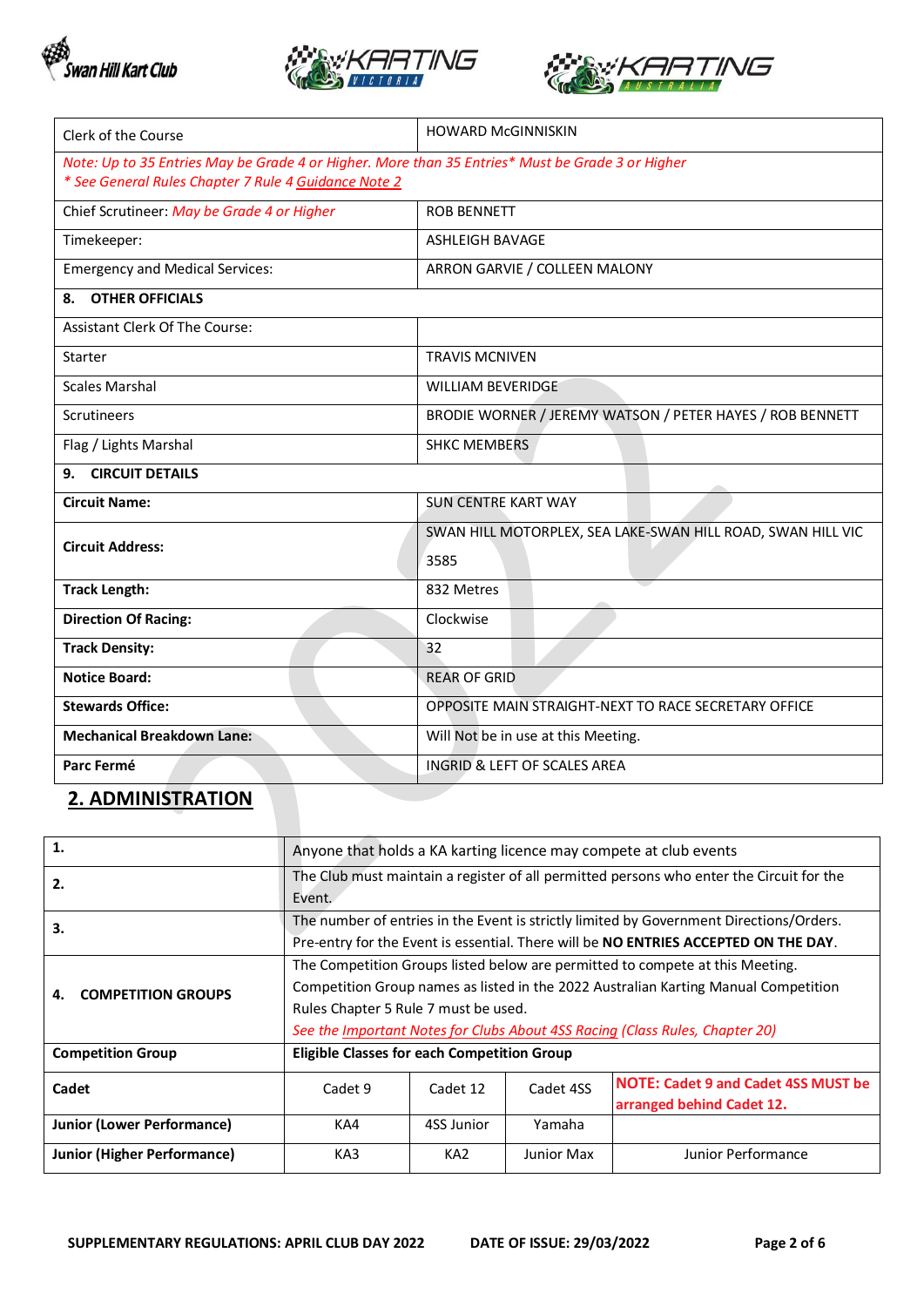| Clerk of the Course | HOWARD McGINNISKIN |
|---|---|
| *Note: Up to 35 Entries May be Grade 4 or Higher. More than 35 Entries* Must be Grade 3 or Higher* <br> *\* See General Rules Chapter 7 Rule 4 Guidance Note 2* | |
| Chief Scrutineer: *May be Grade 4 or Higher* | ROB BENNETT |
| Timekeeper: | ASHLEIGH BAVAGE |
| Emergency and Medical Services: | ARRON GARVIE / COLLEEN MALONY |
| **8. OTHER OFFICIALS** | |
| Assistant Clerk Of The Course: | |
| Starter | TRAVIS MCNIVEN |
| Scales Marshal | WILLIAM BEVERIDGE |
| Scrutineers | BRODIE WORNER / JEREMY WATSON / PETER HAYES / ROB BENNETT |
| Flag / Lights Marshal | SHKC MEMBERS |
| **9. CIRCUIT DETAILS** | |
| **Circuit Name:** | SUN CENTRE KART WAY |
| **Circuit Address:** | SWAN HILL MOTORPLEX, SEA LAKE-SWAN HILL ROAD, SWAN HILL VIC 3585 |
| **Track Length:** | 832 Metres |
| **Direction Of Racing:** | Clockwise |
| **Track Density:** | 32 |
| **Notice Board:** | REAR OF GRID |
| **Stewards Office:** | OPPOSITE MAIN STRAIGHT-NEXT TO RACE SECRETARY OFFICE |
| **Mechanical Breakdown Lane:** | Will Not be in use at this Meeting. |
| **Parc Fermé** | INGRID & LEFT OF SCALES AREA |

## 2. ADMINISTRATION

| **1.** | Anyone that holds a KA karting licence may compete at club events | | | |
|---|---|---|---|---|
| **2.** | The Club must maintain a register of all permitted persons who enter the Circuit for the Event. | | | |
| **3.** | The number of entries in the Event is strictly limited by Government Directions/Orders. Pre-entry for the Event is essential. There will be **NO ENTRIES ACCEPTED ON THE DAY**. | | | |
| **4. COMPETITION GROUPS** | The Competition Groups listed below are permitted to compete at this Meeting. Competition Group names as listed in the 2022 Australian Karting Manual Competition Rules Chapter 5 Rule 7 must be used. *See the Important Notes for Clubs About 4SS Racing (Class Rules, Chapter 20)* | | | |
| **Competition Group** | **Eligible Classes for each Competition Group** | | | |
| **Cadet** | Cadet 9 | Cadet 12 | Cadet 4SS | **NOTE: Cadet 9 and Cadet 4SS MUST be arranged behind Cadet 12.** |
| **Junior (Lower Performance)** | KA4 | 4SS Junior | Yamaha | |
| **Junior (Higher Performance)** | KA3 | KA2 | Junior Max | Junior Performance |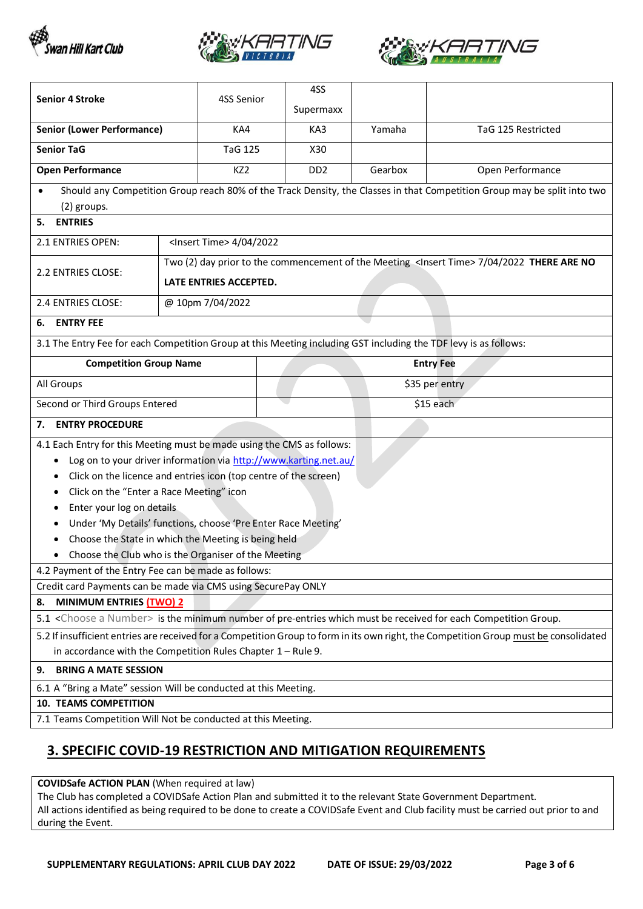| Senior 4 Stroke | 4SS Senior | 4SS Supermaxx | | |
|---|---|---|---|---|
| Senior (Lower Performance) | KA4 | KA3 | Yamaha | TaG 125 Restricted |
| Senior TaG | TaG 125 | X30 | | |
| Open Performance | KZ2 | DD2 | Gearbox | Open Performance |

- Should any Competition Group reach 80% of the Track Density, the Classes in that Competition Group may be split into two (2) groups.

**5. ENTRIES**

| | |
|---|---|
| 2.1 ENTRIES OPEN: | <Insert Time> 4/04/2022 |
| 2.2 ENTRIES CLOSE: | Two (2) day prior to the commencement of the Meeting <Insert Time> 7/04/2022 **THERE ARE NO LATE ENTRIES ACCEPTED.** |
| 2.4 ENTRIES CLOSE: | @ 10pm 7/04/2022 |

**6. ENTRY FEE**

3.1 The Entry Fee for each Competition Group at this Meeting including GST including the TDF levy is as follows:

| Competition Group Name | Entry Fee |
|---|---|
| All Groups | $35 per entry |
| Second or Third Groups Entered | $15 each |

**7. ENTRY PROCEDURE**

4.1 Each Entry for this Meeting must be made using the CMS as follows:

- Log on to your driver information via http://www.karting.net.au/
- Click on the licence and entries icon (top centre of the screen)
- Click on the "Enter a Race Meeting" icon
- Enter your log on details
- Under 'My Details' functions, choose 'Pre Enter Race Meeting'
- Choose the State in which the Meeting is being held
- Choose the Club who is the Organiser of the Meeting

4.2 Payment of the Entry Fee can be made as follows:

Credit card Payments can be made via CMS using SecurePay ONLY

**8. MINIMUM ENTRIES (TWO) 2**

5.1 <Choose a Number> is the minimum number of pre-entries which must be received for each Competition Group.

5.2 If insufficient entries are received for a Competition Group to form in its own right, the Competition Group must be consolidated in accordance with the Competition Rules Chapter 1 – Rule 9.

**9. BRING A MATE SESSION**

6.1 A "Bring a Mate" session Will be conducted at this Meeting.

**10. TEAMS COMPETITION**

7.1 Teams Competition Will Not be conducted at this Meeting.

## 3. SPECIFIC COVID-19 RESTRICTION AND MITIGATION REQUIREMENTS

**COVIDSafe ACTION PLAN** (When required at law)
The Club has completed a COVIDSafe Action Plan and submitted it to the relevant State Government Department.
All actions identified as being required to be done to create a COVIDSafe Event and Club facility must be carried out prior to and during the Event.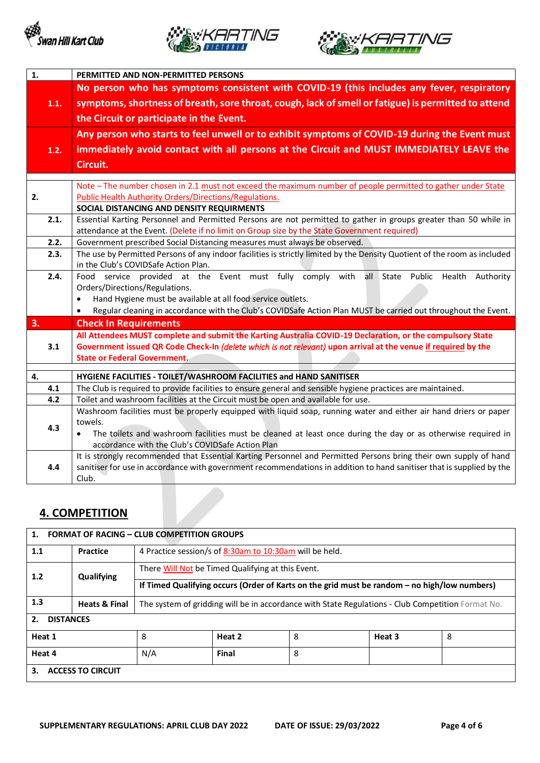| 1. | PERMITTED AND NON-PERMITTED PERSONS |
|---|---|
| 1.1. | **No person who has symptoms consistent with COVID-19 (this includes any fever, respiratory symptoms, shortness of breath, sore throat, cough, lack of smell or fatigue) is permitted to attend the Circuit or participate in the Event.** |
| 1.2. | **Any person who starts to feel unwell or to exhibit symptoms of COVID-19 during the Event must immediately avoid contact with all persons at the Circuit and MUST IMMEDIATELY LEAVE the Circuit.** |

| 2. | Note – The number chosen in 2.1 must not exceed the maximum number of people permitted to gather under State Public Health Authority Orders/Directions/Regulations.<br>**SOCIAL DISTANCING AND DENSITY REQUIRMENTS** |
|---|---|
| 2.1. | Essential Karting Personnel and Permitted Persons are not permitted to gather in groups greater than 50 while in attendance at the Event. (Delete if no limit on Group size by the State Government required) |
| 2.2. | Government prescribed Social Distancing measures must always be observed. |
| 2.3. | The use by Permitted Persons of any indoor facilities is strictly limited by the Density Quotient of the room as included in the Club's COVIDSafe Action Plan. |
| 2.4. | Food service provided at the Event must fully comply with all State Public Health Authority Orders/Directions/Regulations.<br>• Hand Hygiene must be available at all food service outlets.<br>• Regular cleaning in accordance with the Club's COVIDSafe Action Plan MUST be carried out throughout the Event. |
| **3.** | **Check In Requirements** |
| 3.1 | **All Attendees MUST complete and submit the Karting Australia COVID-19 Declaration, or the compulsory State Government issued QR Code Check-In *(delete which is not relevant)* upon arrival at the venue if required by the State or Federal Government.** |

| 4. | HYGIENE FACILITIES - TOILET/WASHROOM FACILITIES and HAND SANITISER |
|---|---|
| 4.1 | The Club is required to provide facilities to ensure general and sensible hygiene practices are maintained. |
| 4.2 | Toilet and washroom facilities at the Circuit must be open and available for use. |
| 4.3 | Washroom facilities must be properly equipped with liquid soap, running water and either air hand driers or paper towels.<br>• The toilets and washroom facilities must be cleaned at least once during the day or as otherwise required in accordance with the Club's COVIDSafe Action Plan |
| 4.4 | It is strongly recommended that Essential Karting Personnel and Permitted Persons bring their own supply of hand sanitiser for use in accordance with government recommendations in addition to hand sanitiser that is supplied by the Club. |

## 4. COMPETITION

| 1. | FORMAT OF RACING – CLUB COMPETITION GROUPS | |
|---|---|---|
| 1.1 | **Practice** | 4 Practice session/s of 8:30am to 10:30am will be held. |
| 1.2 | **Qualifying** | There Will Not be Timed Qualifying at this Event. |
| | | **If Timed Qualifying occurs (Order of Karts on the grid must be random – no high/low numbers)** |
| 1.3 | **Heats & Final** | The system of gridding will be in accordance with State Regulations - Club Competition Format No. |

**2. DISTANCES**

| Heat 1 | 8 | Heat 2 | 8 | Heat 3 | 8 |
|---|---|---|---|---|---|
| **Heat 4** | N/A | **Final** | 8 | | |

**3. ACCESS TO CIRCUIT**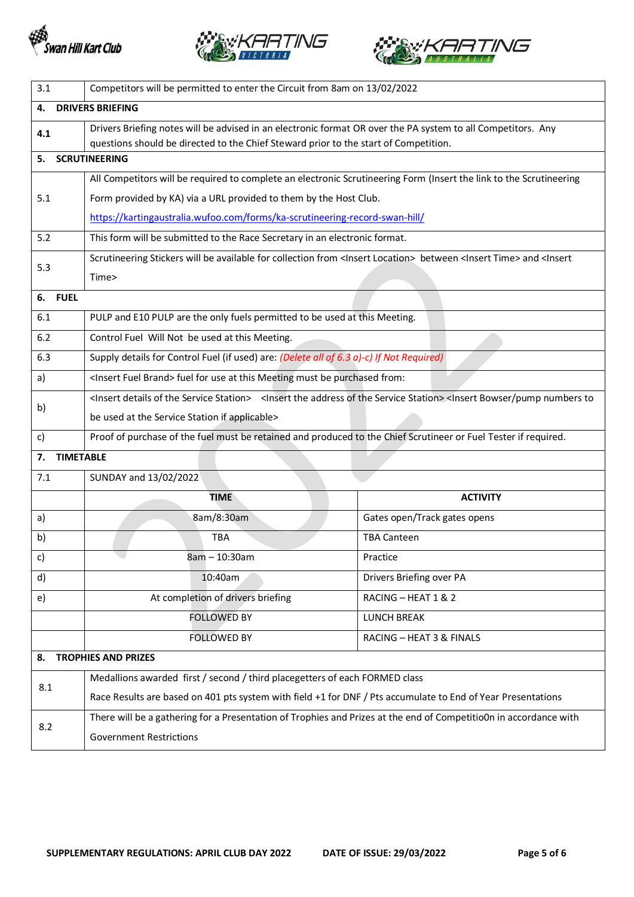| | |
|---|---|
| 3.1 | Competitors will be permitted to enter the Circuit from 8am on 13/02/2022 |
| **4.** | **DRIVERS BRIEFING** |
| **4.1** | Drivers Briefing notes will be advised in an electronic format OR over the PA system to all Competitors. Any questions should be directed to the Chief Steward prior to the start of Competition. |
| **5.** | **SCRUTINEERING** |
| 5.1 | All Competitors will be required to complete an electronic Scrutineering Form (Insert the link to the Scrutineering Form provided by KA) via a URL provided to them by the Host Club. https://kartingaustralia.wufoo.com/forms/ka-scrutineering-record-swan-hill/ |
| 5.2 | This form will be submitted to the Race Secretary in an electronic format. |
| 5.3 | Scrutineering Stickers will be available for collection from <Insert Location> between <Insert Time> and <Insert Time> |
| **6.** | **FUEL** |
| 6.1 | PULP and E10 PULP are the only fuels permitted to be used at this Meeting. |
| 6.2 | Control Fuel Will Not be used at this Meeting. |
| 6.3 | Supply details for Control Fuel (if used) are: *(Delete all of 6.3 a)-c) If Not Required)* |
| a) | <Insert Fuel Brand> fuel for use at this Meeting must be purchased from: |
| b) | <Insert details of the Service Station> <Insert the address of the Service Station> <Insert Bowser/pump numbers to be used at the Service Station if applicable> |
| c) | Proof of purchase of the fuel must be retained and produced to the Chief Scrutineer or Fuel Tester if required. |
| **7.** | **TIMETABLE** |
| 7.1 | SUNDAY and 13/02/2022 |

| | TIME | ACTIVITY |
|---|---|---|
| a) | 8am/8:30am | Gates open/Track gates opens |
| b) | TBA | TBA Canteen |
| c) | 8am – 10:30am | Practice |
| d) | 10:40am | Drivers Briefing over PA |
| e) | At completion of drivers briefing | RACING – HEAT 1 & 2 |
| | FOLLOWED BY | LUNCH BREAK |
| | FOLLOWED BY | RACING – HEAT 3 & FINALS |

| | |
|---|---|
| **8.** | **TROPHIES AND PRIZES** |
| 8.1 | Medallions awarded first / second / third placegetters of each FORMED class<br>Race Results are based on 401 pts system with field +1 for DNF / Pts accumulate to End of Year Presentations |
| 8.2 | There will be a gathering for a Presentation of Trophies and Prizes at the end of Competitio0n in accordance with Government Restrictions |

**SUPPLEMENTARY REGULATIONS: APRIL CLUB DAY 2022** **DATE OF ISSUE: 29/03/2022**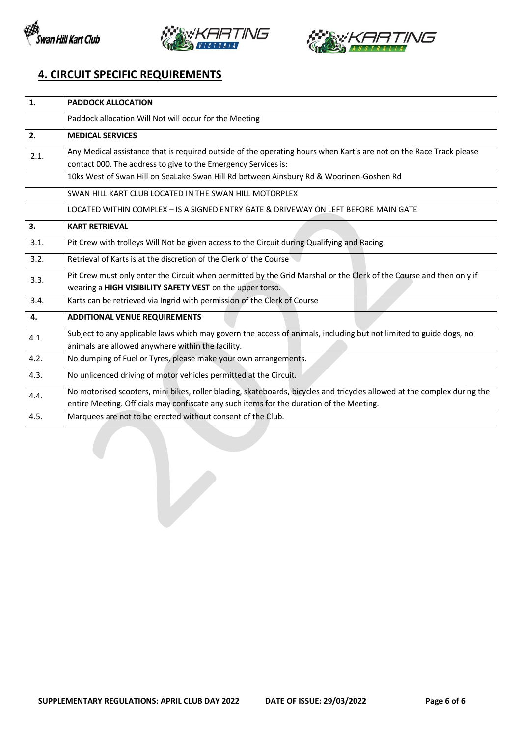## 4. CIRCUIT SPECIFIC REQUIREMENTS

| | |
|---|---|
| **1.** | **PADDOCK ALLOCATION** |
| | Paddock allocation Will Not will occur for the Meeting |
| **2.** | **MEDICAL SERVICES** |
| 2.1. | Any Medical assistance that is required outside of the operating hours when Kart's are not on the Race Track please contact 000. The address to give to the Emergency Services is: |
| | 10ks West of Swan Hill on SeaLake-Swan Hill Rd between Ainsbury Rd & Woorinen-Goshen Rd |
| | SWAN HILL KART CLUB LOCATED IN THE SWAN HILL MOTORPLEX |
| | LOCATED WITHIN COMPLEX – IS A SIGNED ENTRY GATE & DRIVEWAY ON LEFT BEFORE MAIN GATE |
| **3.** | **KART RETRIEVAL** |
| 3.1. | Pit Crew with trolleys Will Not be given access to the Circuit during Qualifying and Racing. |
| 3.2. | Retrieval of Karts is at the discretion of the Clerk of the Course |
| 3.3. | Pit Crew must only enter the Circuit when permitted by the Grid Marshal or the Clerk of the Course and then only if wearing a **HIGH VISIBILITY SAFETY VEST** on the upper torso. |
| 3.4. | Karts can be retrieved via Ingrid with permission of the Clerk of Course |
| **4.** | **ADDITIONAL VENUE REQUIREMENTS** |
| 4.1. | Subject to any applicable laws which may govern the access of animals, including but not limited to guide dogs, no animals are allowed anywhere within the facility. |
| 4.2. | No dumping of Fuel or Tyres, please make your own arrangements. |
| 4.3. | No unlicenced driving of motor vehicles permitted at the Circuit. |
| 4.4. | No motorised scooters, mini bikes, roller blading, skateboards, bicycles and tricycles allowed at the complex during the entire Meeting. Officials may confiscate any such items for the duration of the Meeting. |
| 4.5. | Marquees are not to be erected without consent of the Club. |